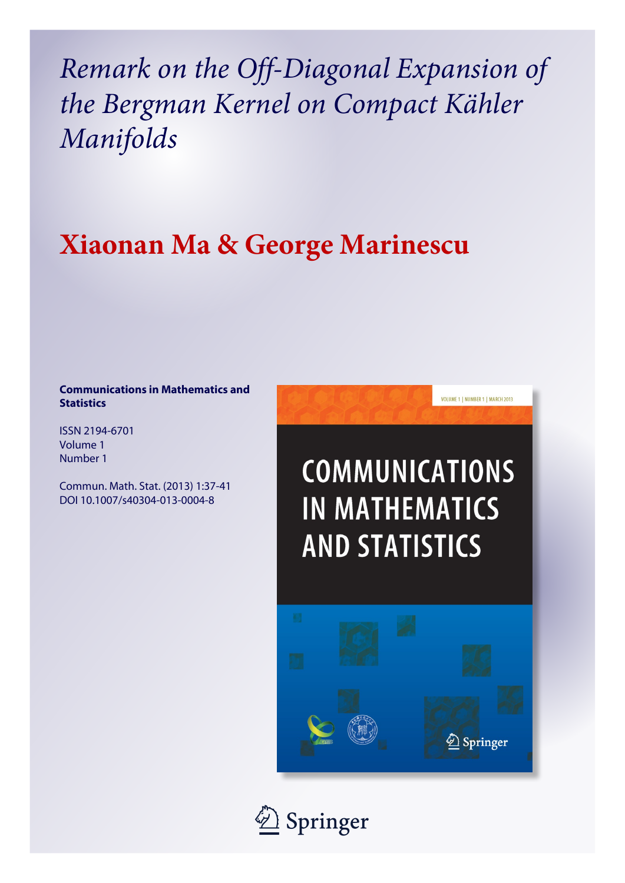*Remark on the Off-Diagonal Expansion of the Bergman Kernel on Compact Kähler Manifolds*

# Xiaonan Ma & George Marinescu

**Communications in Mathematics and Statistics**

ISSN 2194-6701
Volume 1
Number 1

Commun. Math. Stat. (2013) 1:37-41
DOI 10.1007/s40304-013-0004-8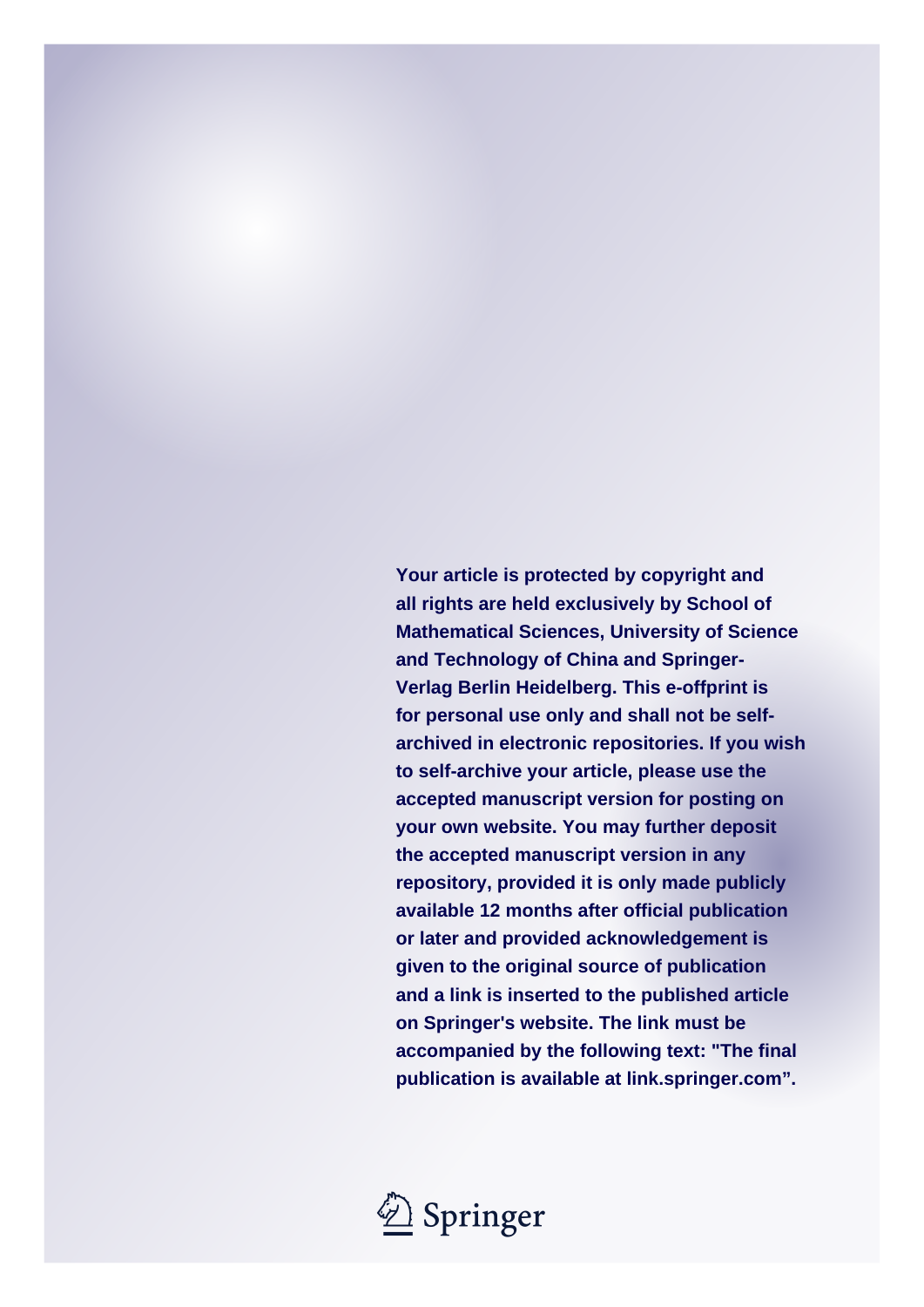**Your article is protected by copyright and all rights are held exclusively by School of Mathematical Sciences, University of Science and Technology of China and Springer-Verlag Berlin Heidelberg. This e-offprint is for personal use only and shall not be self-archived in electronic repositories. If you wish to self-archive your article, please use the accepted manuscript version for posting on your own website. You may further deposit the accepted manuscript version in any repository, provided it is only made publicly available 12 months after official publication or later and provided acknowledgement is given to the original source of publication and a link is inserted to the published article on Springer's website. The link must be accompanied by the following text: "The final publication is available at link.springer.com".**

Springer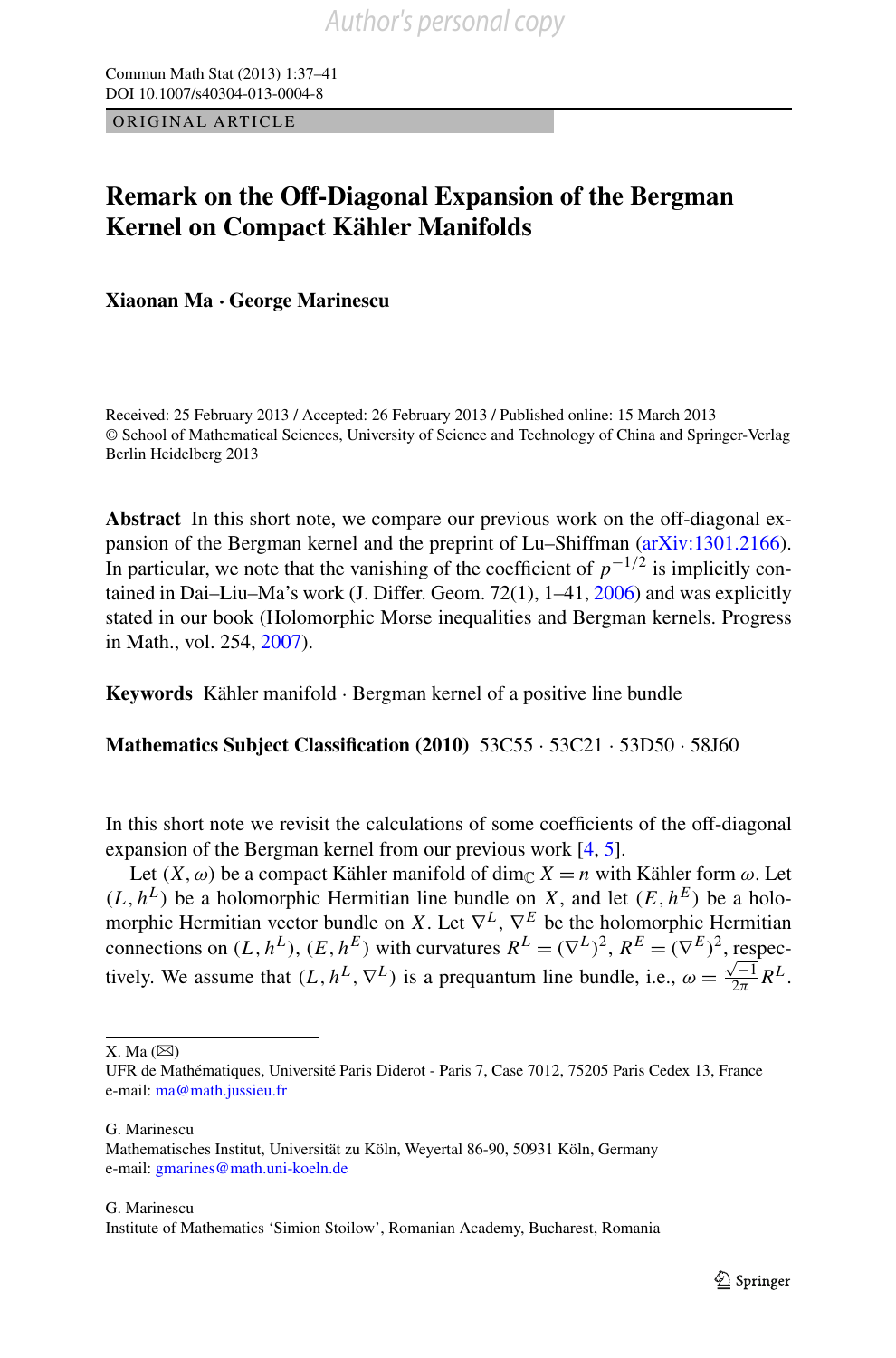ORIGINAL ARTICLE

# Remark on the Off-Diagonal Expansion of the Bergman Kernel on Compact Kähler Manifolds

**Xiaonan Ma · George Marinescu**

Received: 25 February 2013 / Accepted: 26 February 2013 / Published online: 15 March 2013
© School of Mathematical Sciences, University of Science and Technology of China and Springer-Verlag Berlin Heidelberg 2013

**Abstract** In this short note, we compare our previous work on the off-diagonal expansion of the Bergman kernel and the preprint of Lu–Shiffman (arXiv:1301.2166). In particular, we note that the vanishing of the coefficient of $p^{-1/2}$ is implicitly contained in Dai–Liu–Ma's work (J. Differ. Geom. 72(1), 1–41, 2006) and was explicitly stated in our book (Holomorphic Morse inequalities and Bergman kernels. Progress in Math., vol. 254, 2007).

**Keywords** Kähler manifold · Bergman kernel of a positive line bundle

**Mathematics Subject Classification (2010)** 53C55 · 53C21 · 53D50 · 58J60

In this short note we revisit the calculations of some coefficients of the off-diagonal expansion of the Bergman kernel from our previous work [4, 5].

Let $(X, \omega)$ be a compact Kähler manifold of $\dim_{\mathbb{C}} X = n$ with Kähler form $\omega$. Let $(L, h^L)$ be a holomorphic Hermitian line bundle on $X$, and let $(E, h^E)$ be a holomorphic Hermitian vector bundle on $X$. Let $\nabla^L$, $\nabla^E$ be the holomorphic Hermitian connections on $(L, h^L)$, $(E, h^E)$ with curvatures $R^L = (\nabla^L)^2$, $R^E = (\nabla^E)^2$, respectively. We assume that $(L, h^L, \nabla^L)$ is a prequantum line bundle, i.e., $\omega = \frac{\sqrt{-1}}{2\pi} R^L$.

---

X. Ma (✉)
UFR de Mathématiques, Université Paris Diderot - Paris 7, Case 7012, 75205 Paris Cedex 13, France
e-mail: ma@math.jussieu.fr

G. Marinescu
Mathematisches Institut, Universität zu Köln, Weyertal 86-90, 50931 Köln, Germany
e-mail: gmarines@math.uni-koeln.de

G. Marinescu
Institute of Mathematics 'Simion Stoilow', Romanian Academy, Bucharest, Romania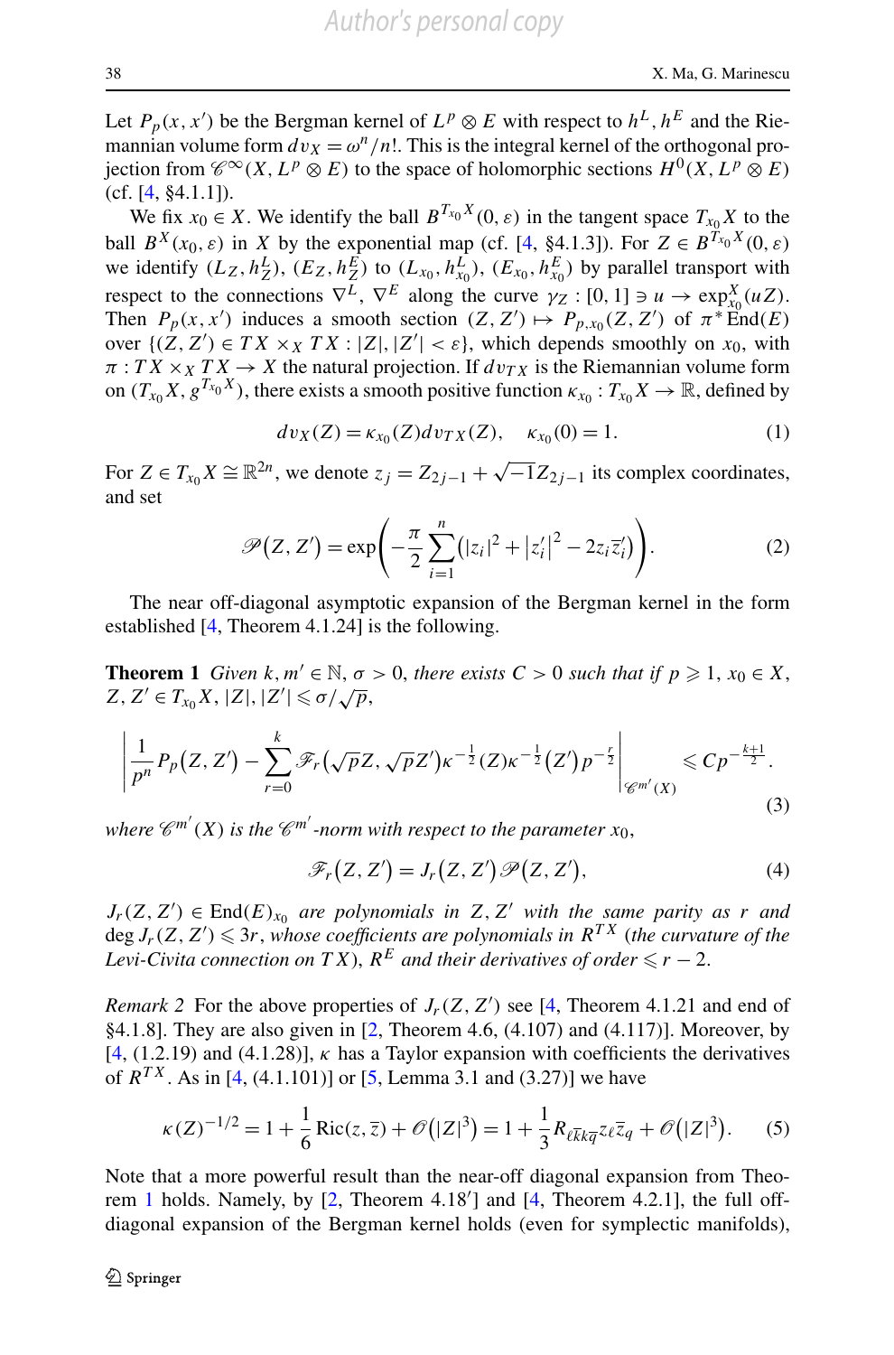Let $P_p(x, x')$ be the Bergman kernel of $L^p \otimes E$ with respect to $h^L, h^E$ and the Riemannian volume form $dv_X = \omega^n/n!$. This is the integral kernel of the orthogonal projection from $\mathscr{C}^\infty(X, L^p \otimes E)$ to the space of holomorphic sections $H^0(X, L^p \otimes E)$ (cf. [4, §4.1.1]).

We fix $x_0 \in X$. We identify the ball $B^{T_{x_0}X}(0,\varepsilon)$ in the tangent space $T_{x_0}X$ to the ball $B^X(x_0,\varepsilon)$ in $X$ by the exponential map (cf. [4, §4.1.3]). For $Z \in B^{T_{x_0}X}(0,\varepsilon)$ we identify $(L_Z, h^L_Z)$, $(E_Z, h^E_Z)$ to $(L_{x_0}, h^L_{x_0})$, $(E_{x_0}, h^E_{x_0})$ by parallel transport with respect to the connections $\nabla^L$, $\nabla^E$ along the curve $\gamma_Z : [0,1] \ni u \to \exp^X_{x_0}(uZ)$. Then $P_p(x, x')$ induces a smooth section $(Z, Z') \mapsto P_{p,x_0}(Z, Z')$ of $\pi^* \mathrm{End}(E)$ over $\{(Z, Z') \in TX \times_X TX : |Z|, |Z'| < \varepsilon\}$, which depends smoothly on $x_0$, with $\pi : TX \times_X TX \to X$ the natural projection. If $dv_{TX}$ is the Riemannian volume form on $(T_{x_0}X, g^{T_{x_0}X})$, there exists a smooth positive function $\kappa_{x_0} : T_{x_0}X \to \mathbb{R}$, defined by

$$dv_X(Z) = \kappa_{x_0}(Z)\, dv_{TX}(Z), \quad \kappa_{x_0}(0) = 1. \tag{1}$$

For $Z \in T_{x_0}X \cong \mathbb{R}^{2n}$, we denote $z_j = Z_{2j-1} + \sqrt{-1}Z_{2j-1}$ its complex coordinates, and set

$$\mathscr{P}(Z, Z') = \exp\left(-\frac{\pi}{2}\sum_{i=1}^{n}\left(|z_i|^2 + |z'_i|^2 - 2z_i\overline{z}'_i\right)\right). \tag{2}$$

The near off-diagonal asymptotic expansion of the Bergman kernel in the form established [4, Theorem 4.1.24] is the following.

**Theorem 1** *Given $k, m' \in \mathbb{N}$, $\sigma > 0$, there exists $C > 0$ such that if $p \geqslant 1$, $x_0 \in X$, $Z, Z' \in T_{x_0}X$, $|Z|, |Z'| \leqslant \sigma/\sqrt{p}$,*

$$\left|\frac{1}{p^n}P_p(Z, Z') - \sum_{r=0}^{k}\mathscr{F}_r(\sqrt{p}Z, \sqrt{p}Z')\kappa^{-\frac{1}{2}}(Z)\kappa^{-\frac{1}{2}}(Z')p^{-\frac{r}{2}}\right|_{\mathscr{C}^{m'}(X)} \leqslant Cp^{-\frac{k+1}{2}}. \tag{3}$$

*where $\mathscr{C}^{m'}(X)$ is the $\mathscr{C}^{m'}$-norm with respect to the parameter $x_0$,*

$$\mathscr{F}_r(Z, Z') = J_r(Z, Z')\mathscr{P}(Z, Z'), \tag{4}$$

*$J_r(Z, Z') \in \mathrm{End}(E)_{x_0}$ are polynomials in $Z, Z'$ with the same parity as $r$ and $\deg J_r(Z, Z') \leqslant 3r$, whose coefficients are polynomials in $R^{TX}$ (the curvature of the Levi-Civita connection on $TX$), $R^E$ and their derivatives of order $\leqslant r-2$.*

*Remark 2* For the above properties of $J_r(Z, Z')$ see [4, Theorem 4.1.21 and end of §4.1.8]. They are also given in [2, Theorem 4.6, (4.107) and (4.117)]. Moreover, by [4, (1.2.19) and (4.1.28)], $\kappa$ has a Taylor expansion with coefficients the derivatives of $R^{TX}$. As in [4, (4.1.101)] or [5, Lemma 3.1 and (3.27)] we have

$$\kappa(Z)^{-1/2} = 1 + \frac{1}{6}\mathrm{Ric}(z, \overline{z}) + \mathscr{O}(|Z|^3) = 1 + \frac{1}{3}R_{\ell\overline{k}k\overline{q}}z_\ell\overline{z}_q + \mathscr{O}(|Z|^3). \tag{5}$$

Note that a more powerful result than the near-off diagonal expansion from Theorem 1 holds. Namely, by [2, Theorem 4.18′] and [4, Theorem 4.2.1], the full off-diagonal expansion of the Bergman kernel holds (even for symplectic manifolds),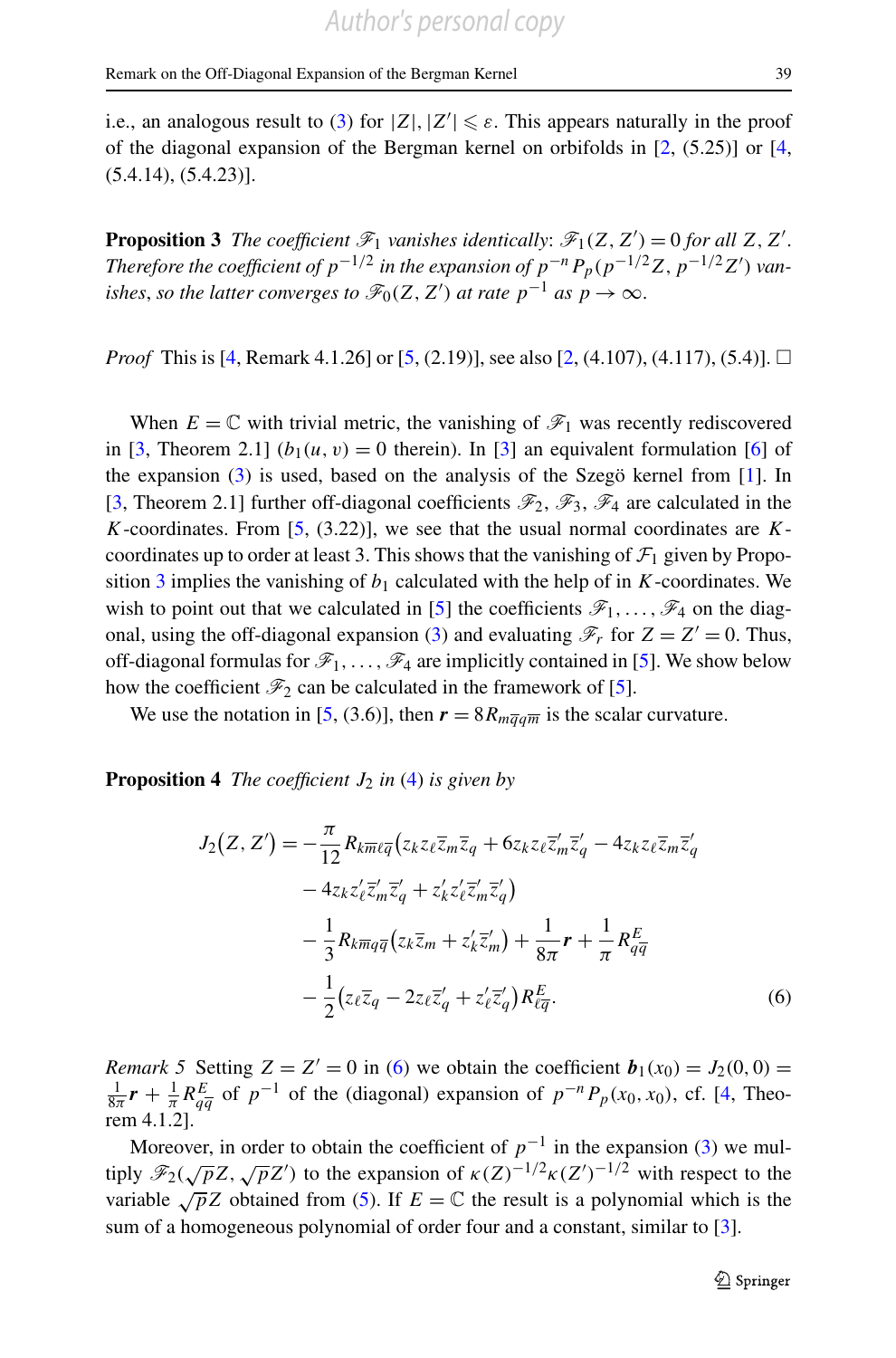i.e., an analogous result to (3) for $|Z|, |Z'| \leqslant \varepsilon$. This appears naturally in the proof of the diagonal expansion of the Bergman kernel on orbifolds in [2, (5.25)] or [4, (5.4.14), (5.4.23)].

**Proposition 3** *The coefficient $\mathscr{F}_1$ vanishes identically: $\mathscr{F}_1(Z, Z') = 0$ for all $Z, Z'$. Therefore the coefficient of $p^{-1/2}$ in the expansion of $p^{-n} P_p(p^{-1/2}Z, p^{-1/2}Z')$ vanishes, so the latter converges to $\mathscr{F}_0(Z, Z')$ at rate $p^{-1}$ as $p \to \infty$.*

*Proof* This is [4, Remark 4.1.26] or [5, (2.19)], see also [2, (4.107), (4.117), (5.4)]. □

When $E = \mathbb{C}$ with trivial metric, the vanishing of $\mathscr{F}_1$ was recently rediscovered in [3, Theorem 2.1] ($b_1(u, v) = 0$ therein). In [3] an equivalent formulation [6] of the expansion (3) is used, based on the analysis of the Szegö kernel from [1]. In [3, Theorem 2.1] further off-diagonal coefficients $\mathscr{F}_2$, $\mathscr{F}_3$, $\mathscr{F}_4$ are calculated in the $K$-coordinates. From [5, (3.22)], we see that the usual normal coordinates are $K$-coordinates up to order at least 3. This shows that the vanishing of $\mathcal{F}_1$ given by Proposition 3 implies the vanishing of $b_1$ calculated with the help of in $K$-coordinates. We wish to point out that we calculated in [5] the coefficients $\mathscr{F}_1, \ldots, \mathscr{F}_4$ on the diagonal, using the off-diagonal expansion (3) and evaluating $\mathscr{F}_r$ for $Z = Z' = 0$. Thus, off-diagonal formulas for $\mathscr{F}_1, \ldots, \mathscr{F}_4$ are implicitly contained in [5]. We show below how the coefficient $\mathscr{F}_2$ can be calculated in the framework of [5].

We use the notation in [5, (3.6)], then $\boldsymbol{r} = 8R_{m\overline{q}q\overline{m}}$ is the scalar curvature.

**Proposition 4** *The coefficient $J_2$ in (4) is given by*

$$
\begin{aligned}
J_2(Z, Z') = {} & -\frac{\pi}{12} R_{k\overline{m}\ell\overline{q}} \big( z_k z_\ell \overline{z}_m \overline{z}_q + 6 z_k z_\ell \overline{z}'_m \overline{z}'_q - 4 z_k z_\ell \overline{z}_m \overline{z}'_q \\
& - 4 z_k z'_\ell \overline{z}'_m \overline{z}'_q + z'_k z'_\ell \overline{z}'_m \overline{z}'_q \big) \\
& - \frac{1}{3} R_{k\overline{m}q\overline{q}} \big( z_k \overline{z}_m + z'_k \overline{z}'_m \big) + \frac{1}{8\pi} \boldsymbol{r} + \frac{1}{\pi} R^E_{q\overline{q}} \\
& - \frac{1}{2} \big( z_\ell \overline{z}_q - 2 z_\ell \overline{z}'_q + z'_\ell \overline{z}'_q \big) R^E_{\ell\overline{q}}.
\end{aligned}
\tag{6}
$$

*Remark 5* Setting $Z = Z' = 0$ in (6) we obtain the coefficient $\boldsymbol{b}_1(x_0) = J_2(0, 0) = \frac{1}{8\pi} \boldsymbol{r} + \frac{1}{\pi} R^E_{q\overline{q}}$ of $p^{-1}$ of the (diagonal) expansion of $p^{-n} P_p(x_0, x_0)$, cf. [4, Theorem 4.1.2].

Moreover, in order to obtain the coefficient of $p^{-1}$ in the expansion (3) we multiply $\mathscr{F}_2(\sqrt{p}Z, \sqrt{p}Z')$ to the expansion of $\kappa(Z)^{-1/2}\kappa(Z')^{-1/2}$ with respect to the variable $\sqrt{p}Z$ obtained from (5). If $E = \mathbb{C}$ the result is a polynomial which is the sum of a homogeneous polynomial of order four and a constant, similar to [3].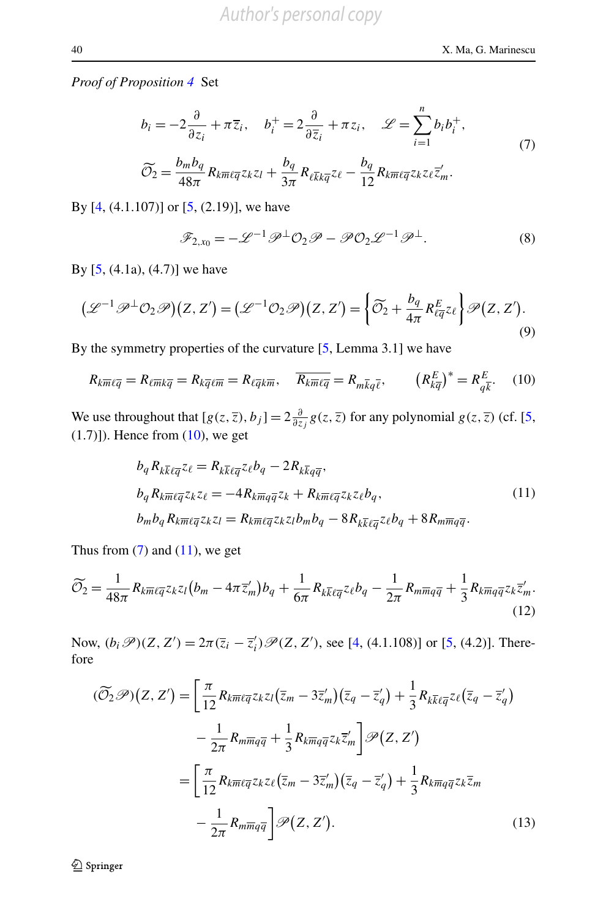*Proof of Proposition 4* Set

$$
\begin{aligned}
&b_i = -2\frac{\partial}{\partial z_i} + \pi \overline{z}_i, \quad b_i^+ = 2\frac{\partial}{\partial \overline{z}_i} + \pi z_i, \quad \mathscr{L} = \sum_{i=1}^n b_i b_i^+,\\
&\widetilde{\mathcal{O}}_2 = \frac{b_m b_q}{48\pi} R_{k\overline{m}\ell\overline{q}} z_k z_l + \frac{b_q}{3\pi} R_{\ell\overline{k}k\overline{q}} z_\ell - \frac{b_q}{12} R_{k\overline{m}\ell\overline{q}} z_k z_\ell \overline{z}'_m.
\end{aligned}
\tag{7}
$$

By [4, (4.1.107)] or [5, (2.19)], we have

$$
\mathscr{F}_{2,x_0} = -\mathscr{L}^{-1}\mathscr{P}^{\perp}\mathcal{O}_2\mathscr{P} - \mathscr{P}\mathcal{O}_2\mathscr{L}^{-1}\mathscr{P}^{\perp}. \tag{8}
$$

By [5, (4.1a), (4.7)] we have

$$
\big(\mathscr{L}^{-1}\mathscr{P}^{\perp}\mathcal{O}_2\mathscr{P}\big)(Z,Z') = \big(\mathscr{L}^{-1}\mathcal{O}_2\mathscr{P}\big)(Z,Z') = \left\{\widetilde{\mathcal{O}}_2 + \frac{b_q}{4\pi} R^E_{\ell\overline{q}} z_\ell\right\}\mathscr{P}(Z,Z'). \tag{9}
$$

By the symmetry properties of the curvature [5, Lemma 3.1] we have

$$
R_{k\overline{m}\ell\overline{q}} = R_{\ell\overline{m}k\overline{q}} = R_{k\overline{q}\ell\overline{m}} = R_{\ell\overline{q}k\overline{m}}, \qquad \overline{R_{k\overline{m}\ell\overline{q}}} = R_{m\overline{k}q\overline{\ell}}, \qquad \big(R^E_{k\overline{q}}\big)^* = R^E_{q\overline{k}}. \tag{10}
$$

We use throughout that $[g(z,\overline{z}), b_j] = 2\frac{\partial}{\partial z_j} g(z,\overline{z})$ for any polynomial $g(z,\overline{z})$ (cf. [5, (1.7)]). Hence from (10), we get

$$
\begin{aligned}
&b_q R_{k\overline{k}\ell\overline{q}} z_\ell = R_{k\overline{k}\ell\overline{q}} z_\ell b_q - 2R_{k\overline{k}q\overline{q}},\\
&b_q R_{k\overline{m}\ell\overline{q}} z_k z_\ell = -4R_{k\overline{m}q\overline{q}} z_k + R_{k\overline{m}\ell\overline{q}} z_k z_\ell b_q,\\
&b_m b_q R_{k\overline{m}\ell\overline{q}} z_k z_l = R_{k\overline{m}\ell\overline{q}} z_k z_l b_m b_q - 8R_{k\overline{k}\ell\overline{q}} z_\ell b_q + 8R_{m\overline{m}q\overline{q}}.
\end{aligned}
\tag{11}
$$

Thus from (7) and (11), we get

$$
\widetilde{\mathcal{O}}_2 = \frac{1}{48\pi} R_{k\overline{m}\ell\overline{q}} z_k z_l \big(b_m - 4\pi\overline{z}'_m\big) b_q + \frac{1}{6\pi} R_{k\overline{k}\ell\overline{q}} z_\ell b_q - \frac{1}{2\pi} R_{m\overline{m}q\overline{q}} + \frac{1}{3} R_{k\overline{m}q\overline{q}} z_k \overline{z}'_m. \tag{12}
$$

Now, $(b_i\mathscr{P})(Z,Z') = 2\pi(\overline{z}_i - \overline{z}'_i)\mathscr{P}(Z,Z')$, see [4, (4.1.108)] or [5, (4.2)]. Therefore

$$
\begin{aligned}
(\widetilde{\mathcal{O}}_2\mathscr{P})(Z,Z') &= \bigg[\frac{\pi}{12} R_{k\overline{m}\ell\overline{q}} z_k z_l \big(\overline{z}_m - 3\overline{z}'_m\big)\big(\overline{z}_q - \overline{z}'_q\big) + \frac{1}{3} R_{k\overline{k}\ell\overline{q}} z_\ell \big(\overline{z}_q - \overline{z}'_q\big)\\
&\qquad - \frac{1}{2\pi} R_{m\overline{m}q\overline{q}} + \frac{1}{3} R_{k\overline{m}q\overline{q}} z_k \overline{z}'_m\bigg]\mathscr{P}(Z,Z')\\
&= \bigg[\frac{\pi}{12} R_{k\overline{m}\ell\overline{q}} z_k z_\ell \big(\overline{z}_m - 3\overline{z}'_m\big)\big(\overline{z}_q - \overline{z}'_q\big) + \frac{1}{3} R_{k\overline{m}q\overline{q}} z_k \overline{z}_m\\
&\qquad - \frac{1}{2\pi} R_{m\overline{m}q\overline{q}}\bigg]\mathscr{P}(Z,Z').
\end{aligned}
\tag{13}
$$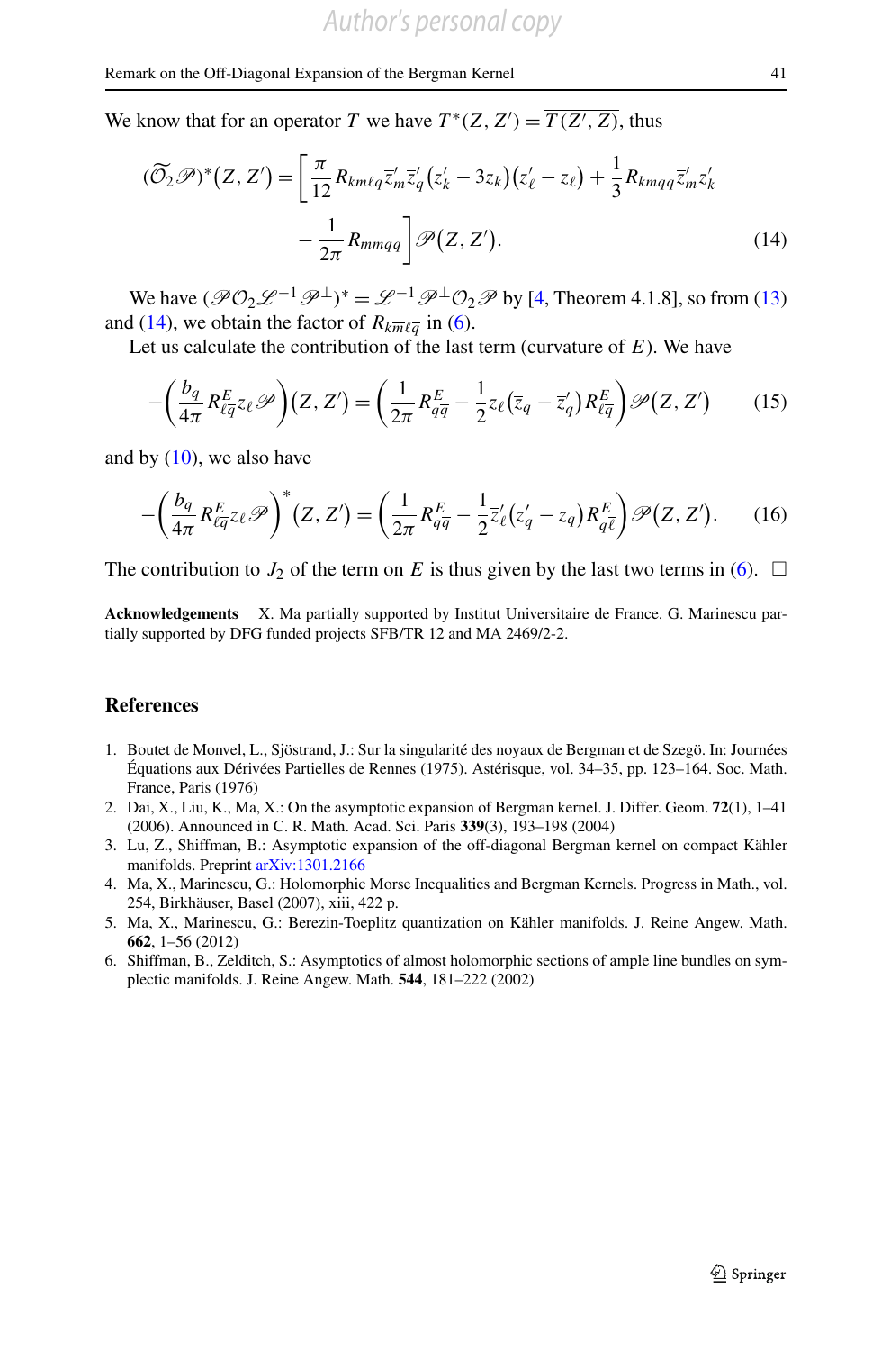We know that for an operator $T$ we have $T^*(Z, Z') = \overline{T(Z', Z)}$, thus

$$
\begin{aligned}
(\widetilde{\mathcal{O}}_2 \mathscr{P})^*(Z, Z') = \bigg[ &\frac{\pi}{12} R_{k\overline{m}\ell\overline{q}} \overline{z}'_m \overline{z}'_q \big(z'_k - 3z_k\big)\big(z'_\ell - z_\ell\big) + \frac{1}{3} R_{k\overline{m}q\overline{q}} \overline{z}'_m z'_k \\
&- \frac{1}{2\pi} R_{m\overline{m}q\overline{q}} \bigg] \mathscr{P}(Z, Z'). \qquad (14)
\end{aligned}
$$

We have $(\mathscr{P}\mathcal{O}_2\mathscr{L}^{-1}\mathscr{P}^{\perp})^* = \mathscr{L}^{-1}\mathscr{P}^{\perp}\mathcal{O}_2\mathscr{P}$ by [4, Theorem 4.1.8], so from (13) and (14), we obtain the factor of $R_{k\overline{m}\ell\overline{q}}$ in (6).

Let us calculate the contribution of the last term (curvature of $E$). We have

$$
-\bigg(\frac{b_q}{4\pi} R^E_{\ell\overline{q}} z_\ell \mathscr{P}\bigg)(Z, Z') = \bigg(\frac{1}{2\pi} R^E_{q\overline{q}} - \frac{1}{2} z_\ell \big(\overline{z}_q - \overline{z}'_q\big) R^E_{\ell\overline{q}}\bigg) \mathscr{P}(Z, Z') \qquad (15)
$$

and by (10), we also have

$$
-\bigg(\frac{b_q}{4\pi} R^E_{\ell\overline{q}} z_\ell \mathscr{P}\bigg)^*(Z, Z') = \bigg(\frac{1}{2\pi} R^E_{q\overline{q}} - \frac{1}{2} \overline{z}'_\ell \big(z'_q - z_q\big) R^E_{q\overline{\ell}}\bigg) \mathscr{P}(Z, Z'). \qquad (16)
$$

The contribution to $J_2$ of the term on $E$ is thus given by the last two terms in (6). □

**Acknowledgements** X. Ma partially supported by Institut Universitaire de France. G. Marinescu partially supported by DFG funded projects SFB/TR 12 and MA 2469/2-2.

## References

1. Boutet de Monvel, L., Sjöstrand, J.: Sur la singularité des noyaux de Bergman et de Szegö. In: Journées Équations aux Dérivées Partielles de Rennes (1975). Astérisque, vol. 34–35, pp. 123–164. Soc. Math. France, Paris (1976)
2. Dai, X., Liu, K., Ma, X.: On the asymptotic expansion of Bergman kernel. J. Differ. Geom. **72**(1), 1–41 (2006). Announced in C. R. Math. Acad. Sci. Paris **339**(3), 193–198 (2004)
3. Lu, Z., Shiffman, B.: Asymptotic expansion of the off-diagonal Bergman kernel on compact Kähler manifolds. Preprint arXiv:1301.2166
4. Ma, X., Marinescu, G.: Holomorphic Morse Inequalities and Bergman Kernels. Progress in Math., vol. 254, Birkhäuser, Basel (2007), xiii, 422 p.
5. Ma, X., Marinescu, G.: Berezin-Toeplitz quantization on Kähler manifolds. J. Reine Angew. Math. **662**, 1–56 (2012)
6. Shiffman, B., Zelditch, S.: Asymptotics of almost holomorphic sections of ample line bundles on symplectic manifolds. J. Reine Angew. Math. **544**, 181–222 (2002)